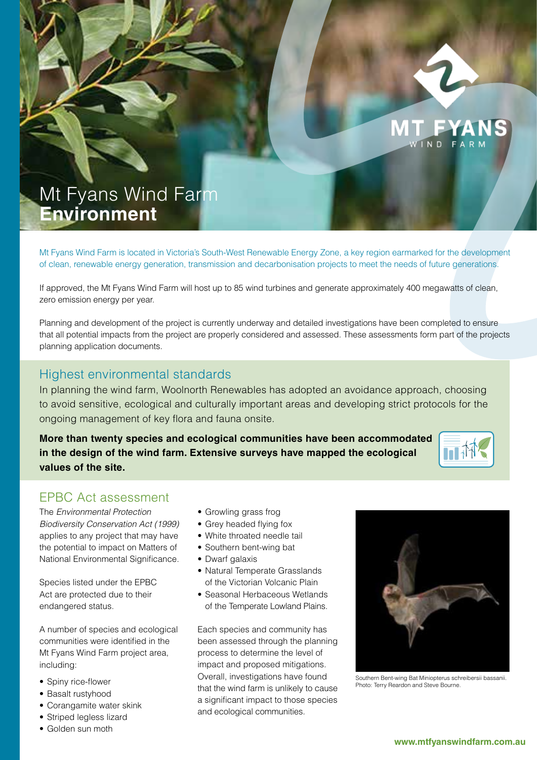# Mt Fyans Wind Farm **Environment**

Mt Fyans Wind Farm is located in Victoria's South-West Renewable Energy Zone, a key region earmarked for the development of clean, renewable energy generation, transmission and decarbonisation projects to meet the needs of future generations.

If approved, the Mt Fyans Wind Farm will host up to 85 wind turbines and generate approximately 400 megawatts of clean, zero emission energy per year.

Planning and development of the project is currently underway and detailed investigations have been completed to ensure that all potential impacts from the project are properly considered and assessed. These assessments form part of the projects planning application documents.

## Highest environmental standards

In planning the wind farm, Woolnorth Renewables has adopted an avoidance approach, choosing to avoid sensitive, ecological and culturally important areas and developing strict protocols for the ongoing management of key flora and fauna onsite.

**More than twenty species and ecological communities have been accommodated in the design of the wind farm. Extensive surveys have mapped the ecological values of the site.**

## EPBC Act assessment

The *Environmental Protection Biodiversity Conservation Act (1999)* applies to any project that may have the potential to impact on Matters of National Environmental Significance.

Species listed under the EPBC Act are protected due to their endangered status.

A number of species and ecological communities were identified in the Mt Fyans Wind Farm project area, including:

- Spiny rice-flower
- Basalt rustyhood
- Corangamite water skink
- Striped legless lizard
- Golden sun moth
- Growling grass frog
- Grey headed flying fox
- White throated needle tail
- Southern bent-wing bat
- Dwarf galaxis
- Natural Temperate Grasslands of the Victorian Volcanic Plain
- Seasonal Herbaceous Wetlands of the Temperate Lowland Plains.

Each species and community has been assessed through the planning process to determine the level of impact and proposed mitigations. Overall, investigations have found that the wind farm is unlikely to cause a significant impact to those species and ecological communities.

Southern Bent-wing Bat Miniopterus schreibersii bassanii. Photo: Terry Reardon and Steve Bourne.

www.mtfyanswindfarm.com.au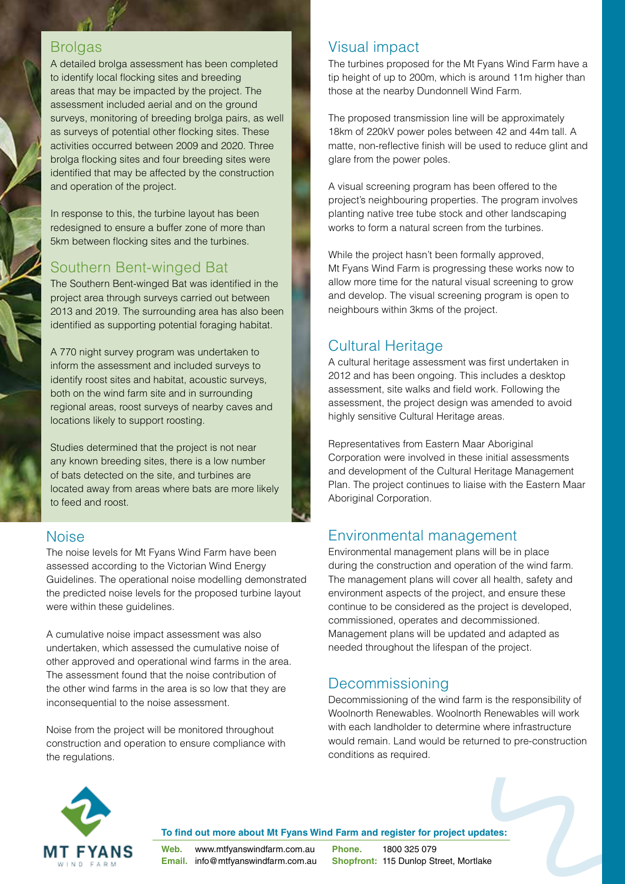## Brolgas

A detailed brolga assessment has been completed to identify local flocking sites and breeding areas that may be impacted by the project. The assessment included aerial and on the ground surveys, monitoring of breeding brolga pairs, as well as surveys of potential other flocking sites. These activities occurred between 2009 and 2020. Three brolga flocking sites and four breeding sites were identified that may be affected by the construction and operation of the project.

In response to this, the turbine layout has been redesigned to ensure a buffer zone of more than 5km between flocking sites and the turbines.

## Southern Bent-winged Bat

The Southern Bent-winged Bat was identified in the project area through surveys carried out between 2013 and 2019. The surrounding area has also been identified as supporting potential foraging habitat.

A 770 night survey program was undertaken to inform the assessment and included surveys to identify roost sites and habitat, acoustic surveys, both on the wind farm site and in surrounding regional areas, roost surveys of nearby caves and locations likely to support roosting.

Studies determined that the project is not near any known breeding sites, there is a low number of bats detected on the site, and turbines are located away from areas where bats are more likely to feed and roost.

## Noise

The noise levels for Mt Fyans Wind Farm have been assessed according to the Victorian Wind Energy Guidelines. The operational noise modelling demonstrated the predicted noise levels for the proposed turbine layout were within these guidelines.

A cumulative noise impact assessment was also undertaken, which assessed the cumulative noise of other approved and operational wind farms in the area. The assessment found that the noise contribution of the other wind farms in the area is so low that they are inconsequential to the noise assessment.

Noise from the project will be monitored throughout construction and operation to ensure compliance with the regulations.

## Visual impact

The turbines proposed for the Mt Fyans Wind Farm have a tip height of up to 200m, which is around 11m higher than those at the nearby Dundonnell Wind Farm.

The proposed transmission line will be approximately 18km of 220kV power poles between 42 and 44m tall. A matte, non-reflective finish will be used to reduce glint and glare from the power poles.

A visual screening program has been offered to the project's neighbouring properties. The program involves planting native tree tube stock and other landscaping works to form a natural screen from the turbines.

While the project hasn't been formally approved, Mt Fyans Wind Farm is progressing these works now to allow more time for the natural visual screening to grow and develop. The visual screening program is open to neighbours within 3kms of the project.

## Cultural Heritage

A cultural heritage assessment was first undertaken in 2012 and has been ongoing. This includes a desktop assessment, site walks and field work. Following the assessment, the project design was amended to avoid highly sensitive Cultural Heritage areas.

Representatives from Eastern Maar Aboriginal Corporation were involved in these initial assessments and development of the Cultural Heritage Management Plan. The project continues to liaise with the Eastern Maar Aboriginal Corporation.

## Environmental management

Environmental management plans will be in place during the construction and operation of the wind farm. The management plans will cover all health, safety and environment aspects of the project, and ensure these continue to be considered as the project is developed, commissioned, operates and decommissioned. Management plans will be updated and adapted as needed throughout the lifespan of the project.

## Decommissioning

Decommissioning of the wind farm is the responsibility of Woolnorth Renewables. Woolnorth Renewables will work with each landholder to determine where infrastructure would remain. Land would be returned to pre-construction conditions as required.

MT FYANS
WIND FARM

**To find out more about Mt Fyans Wind Farm and register for project updates:**

**Web.** www.mtfyanswindfarm.com.au
**Email.** info@mtfyanswindfarm.com.au
**Phone.** 1800 325 079
**Shopfront:** 115 Dunlop Street, Mortlake